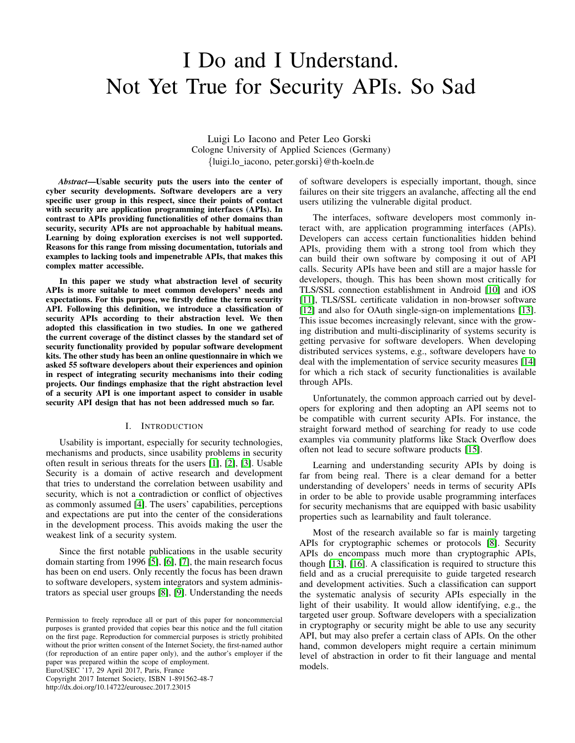# I Do and I Understand. Not Yet True for Security APIs. So Sad

Luigi Lo Iacono and Peter Leo Gorski
Cologne University of Applied Sciences (Germany)
{luigi.lo_iacono, peter.gorski}@th-koeln.de

***Abstract*—Usable security puts the users into the center of cyber security developments. Software developers are a very specific user group in this respect, since their points of contact with security are application programming interfaces (APIs). In contrast to APIs providing functionalities of other domains than security, security APIs are not approachable by habitual means. Learning by doing exploration exercises is not well supported. Reasons for this range from missing documentation, tutorials and examples to lacking tools and impenetrable APIs, that makes this complex matter accessible.**

**In this paper we study what abstraction level of security APIs is more suitable to meet common developers' needs and expectations. For this purpose, we firstly define the term security API. Following this definition, we introduce a classification of security APIs according to their abstraction level. We then adopted this classification in two studies. In one we gathered the current coverage of the distinct classes by the standard set of security functionality provided by popular software development kits. The other study has been an online questionnaire in which we asked 55 software developers about their experiences and opinion in respect of integrating security mechanisms into their coding projects. Our findings emphasize that the right abstraction level of a security API is one important aspect to consider in usable security API design that has not been addressed much so far.**

## I. Introduction

Usability is important, especially for security technologies, mechanisms and products, since usability problems in security often result in serious threats for the users [1], [2], [3]. Usable Security is a domain of active research and development that tries to understand the correlation between usability and security, which is not a contradiction or conflict of objectives as commonly assumed [4]. The users' capabilities, perceptions and expectations are put into the center of the considerations in the development process. This avoids making the user the weakest link of a security system.

Since the first notable publications in the usable security domain starting from 1996 [5], [6], [7], the main research focus has been on end users. Only recently the focus has been drawn to software developers, system integrators and system administrators as special user groups [8], [9]. Understanding the needs of software developers is especially important, though, since failures on their site triggers an avalanche, affecting all the end users utilizing the vulnerable digital product.

The interfaces, software developers most commonly interact with, are application programming interfaces (APIs). Developers can access certain functionalities hidden behind APIs, providing them with a strong tool from which they can build their own software by composing it out of API calls. Security APIs have been and still are a major hassle for developers, though. This has been shown most critically for TLS/SSL connection establishment in Android [10] and iOS [11], TLS/SSL certificate validation in non-browser software [12] and also for OAuth single-sign-on implementations [13]. This issue becomes increasingly relevant, since with the growing distribution and multi-disciplinarity of systems security is getting pervasive for software developers. When developing distributed services systems, e.g., software developers have to deal with the implementation of service security measures [14] for which a rich stack of security functionalities is available through APIs.

Unfortunately, the common approach carried out by developers for exploring and then adopting an API seems not to be compatible with current security APIs. For instance, the straight forward method of searching for ready to use code examples via community platforms like Stack Overflow does often not lead to secure software products [15].

Learning and understanding security APIs by doing is far from being real. There is a clear demand for a better understanding of developers' needs in terms of security APIs in order to be able to provide usable programming interfaces for security mechanisms that are equipped with basic usability properties such as learnability and fault tolerance.

Most of the research available so far is mainly targeting APIs for cryptographic schemes or protocols [8]. Security APIs do encompass much more than cryptographic APIs, though [13], [16]. A classification is required to structure this field and as a crucial prerequisite to guide targeted research and development activities. Such a classification can support the systematic analysis of security APIs especially in the light of their usability. It would allow identifying, e.g., the targeted user group. Software developers with a specialization in cryptography or security might be able to use any security API, but may also prefer a certain class of APIs. On the other hand, common developers might require a certain minimum level of abstraction in order to fit their language and mental models.

Permission to freely reproduce all or part of this paper for noncommercial purposes is granted provided that copies bear this notice and the full citation on the first page. Reproduction for commercial purposes is strictly prohibited without the prior written consent of the Internet Society, the first-named author (for reproduction of an entire paper only), and the author's employer if the paper was prepared within the scope of employment.
EuroUSEC '17, 29 April 2017, Paris, France
Copyright 2017 Internet Society, ISBN 1-891562-48-7
http://dx.doi.org/10.14722/eurousec.2017.23015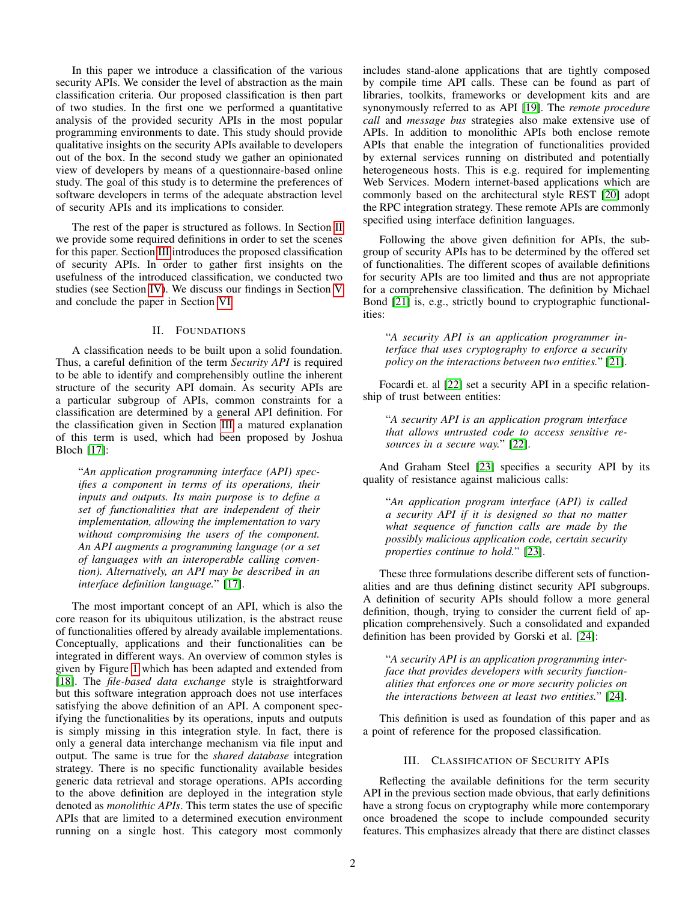In this paper we introduce a classification of the various security APIs. We consider the level of abstraction as the main classification criteria. Our proposed classification is then part of two studies. In the first one we performed a quantitative analysis of the provided security APIs in the most popular programming environments to date. This study should provide qualitative insights on the security APIs available to developers out of the box. In the second study we gather an opinionated view of developers by means of a questionnaire-based online study. The goal of this study is to determine the preferences of software developers in terms of the adequate abstraction level of security APIs and its implications to consider.

The rest of the paper is structured as follows. In Section II we provide some required definitions in order to set the scenes for this paper. Section III introduces the proposed classification of security APIs. In order to gather first insights on the usefulness of the introduced classification, we conducted two studies (see Section IV). We discuss our findings in Section V and conclude the paper in Section VI.

## II. Foundations

A classification needs to be built upon a solid foundation. Thus, a careful definition of the term *Security API* is required to be able to identify and comprehensibly outline the inherent structure of the security API domain. As security APIs are a particular subgroup of APIs, common constraints for a classification are determined by a general API definition. For the classification given in Section III a matured explanation of this term is used, which had been proposed by Joshua Bloch [17]:

> "*An application programming interface (API) specifies a component in terms of its operations, their inputs and outputs. Its main purpose is to define a set of functionalities that are independent of their implementation, allowing the implementation to vary without compromising the users of the component. An API augments a programming language (or a set of languages with an interoperable calling convention). Alternatively, an API may be described in an interface definition language.*" [17].

The most important concept of an API, which is also the core reason for its ubiquitous utilization, is the abstract reuse of functionalities offered by already available implementations. Conceptually, applications and their functionalities can be integrated in different ways. An overview of common styles is given by Figure 1 which has been adapted and extended from [18]. The *file-based data exchange* style is straightforward but this software integration approach does not use interfaces satisfying the above definition of an API. A component specifying the functionalities by its operations, inputs and outputs is simply missing in this integration style. In fact, there is only a general data interchange mechanism via file input and output. The same is true for the *shared database* integration strategy. There is no specific functionality available besides generic data retrieval and storage operations. APIs according to the above definition are deployed in the integration style denoted as *monolithic APIs*. This term states the use of specific APIs that are limited to a determined execution environment running on a single host. This category most commonly includes stand-alone applications that are tightly composed by compile time API calls. These can be found as part of libraries, toolkits, frameworks or development kits and are synonymously referred to as API [19]. The *remote procedure call* and *message bus* strategies also make extensive use of APIs. In addition to monolithic APIs both enclose remote APIs that enable the integration of functionalities provided by external services running on distributed and potentially heterogeneous hosts. This is e.g. required for implementing Web Services. Modern internet-based applications which are commonly based on the architectural style REST [20] adopt the RPC integration strategy. These remote APIs are commonly specified using interface definition languages.

Following the above given definition for APIs, the subgroup of security APIs has to be determined by the offered set of functionalities. The different scopes of available definitions for security APIs are too limited and thus are not appropriate for a comprehensive classification. The definition by Michael Bond [21] is, e.g., strictly bound to cryptographic functionalities:

> "*A security API is an application programmer interface that uses cryptography to enforce a security policy on the interactions between two entities.*" [21].

Focardi et. al [22] set a security API in a specific relationship of trust between entities:

> "*A security API is an application program interface that allows untrusted code to access sensitive resources in a secure way.*" [22].

And Graham Steel [23] specifies a security API by its quality of resistance against malicious calls:

> "*An application program interface (API) is called a security API if it is designed so that no matter what sequence of function calls are made by the possibly malicious application code, certain security properties continue to hold.*" [23].

These three formulations describe different sets of functionalities and are thus defining distinct security API subgroups. A definition of security APIs should follow a more general definition, though, trying to consider the current field of application comprehensively. Such a consolidated and expanded definition has been provided by Gorski et al. [24]:

> "*A security API is an application programming interface that provides developers with security functionalities that enforces one or more security policies on the interactions between at least two entities.*" [24].

This definition is used as foundation of this paper and as a point of reference for the proposed classification.

## III. Classification of Security APIs

Reflecting the available definitions for the term security API in the previous section made obvious, that early definitions have a strong focus on cryptography while more contemporary once broadened the scope to include compounded security features. This emphasizes already that there are distinct classes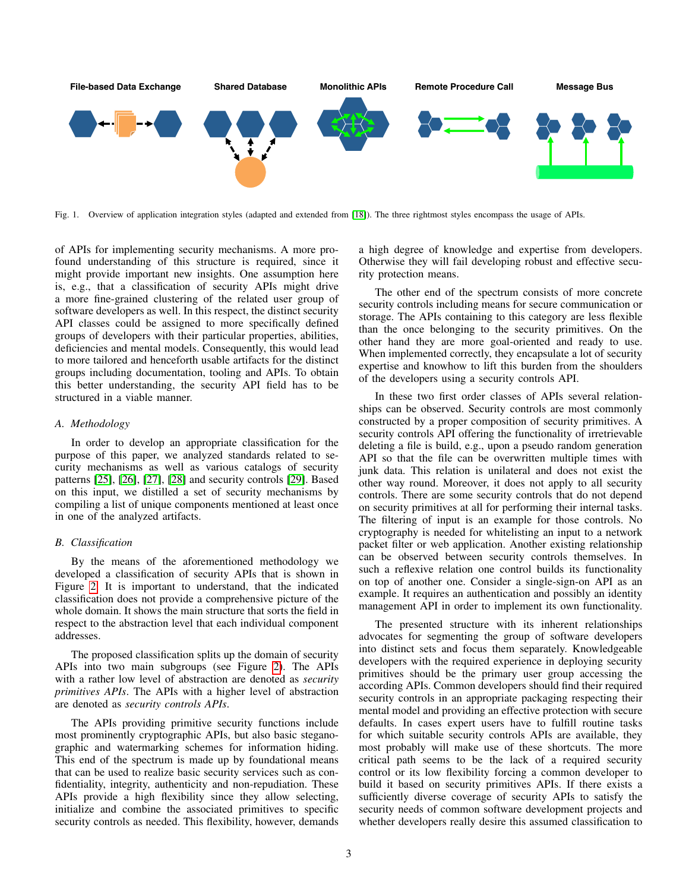File-based Data Exchange Shared Database Monolithic APIs Remote Procedure Call Message Bus

Fig. 1. Overview of application integration styles (adapted and extended from [18]). The three rightmost styles encompass the usage of APIs.

of APIs for implementing security mechanisms. A more profound understanding of this structure is required, since it might provide important new insights. One assumption here is, e.g., that a classification of security APIs might drive a more fine-grained clustering of the related user group of software developers as well. In this respect, the distinct security API classes could be assigned to more specifically defined groups of developers with their particular properties, abilities, deficiencies and mental models. Consequently, this would lead to more tailored and henceforth usable artifacts for the distinct groups including documentation, tooling and APIs. To obtain this better understanding, the security API field has to be structured in a viable manner.

### A. Methodology

In order to develop an appropriate classification for the purpose of this paper, we analyzed standards related to security mechanisms as well as various catalogs of security patterns [25], [26], [27], [28] and security controls [29]. Based on this input, we distilled a set of security mechanisms by compiling a list of unique components mentioned at least once in one of the analyzed artifacts.

### B. Classification

By the means of the aforementioned methodology we developed a classification of security APIs that is shown in Figure 2. It is important to understand, that the indicated classification does not provide a comprehensive picture of the whole domain. It shows the main structure that sorts the field in respect to the abstraction level that each individual component addresses.

The proposed classification splits up the domain of security APIs into two main subgroups (see Figure 2). The APIs with a rather low level of abstraction are denoted as *security primitives APIs*. The APIs with a higher level of abstraction are denoted as *security controls APIs*.

The APIs providing primitive security functions include most prominently cryptographic APIs, but also basic steganographic and watermarking schemes for information hiding. This end of the spectrum is made up by foundational means that can be used to realize basic security services such as confidentiality, integrity, authenticity and non-repudiation. These APIs provide a high flexibility since they allow selecting, initialize and combine the associated primitives to specific security controls as needed. This flexibility, however, demands a high degree of knowledge and expertise from developers. Otherwise they will fail developing robust and effective security protection means.

The other end of the spectrum consists of more concrete security controls including means for secure communication or storage. The APIs containing to this category are less flexible than the once belonging to the security primitives. On the other hand they are more goal-oriented and ready to use. When implemented correctly, they encapsulate a lot of security expertise and knowhow to lift this burden from the shoulders of the developers using a security controls API.

In these two first order classes of APIs several relationships can be observed. Security controls are most commonly constructed by a proper composition of security primitives. A security controls API offering the functionality of irretrievable deleting a file is build, e.g., upon a pseudo random generation API so that the file can be overwritten multiple times with junk data. This relation is unilateral and does not exist the other way round. Moreover, it does not apply to all security controls. There are some security controls that do not depend on security primitives at all for performing their internal tasks. The filtering of input is an example for those controls. No cryptography is needed for whitelisting an input to a network packet filter or web application. Another existing relationship can be observed between security controls themselves. In such a reflexive relation one control builds its functionality on top of another one. Consider a single-sign-on API as an example. It requires an authentication and possibly an identity management API in order to implement its own functionality.

The presented structure with its inherent relationships advocates for segmenting the group of software developers into distinct sets and focus them separately. Knowledgeable developers with the required experience in deploying security primitives should be the primary user group accessing the according APIs. Common developers should find their required security controls in an appropriate packaging respecting their mental model and providing an effective protection with secure defaults. In cases expert users have to fulfill routine tasks for which suitable security controls APIs are available, they most probably will make use of these shortcuts. The more critical path seems to be the lack of a required security control or its low flexibility forcing a common developer to build it based on security primitives APIs. If there exists a sufficiently diverse coverage of security APIs to satisfy the security needs of common software development projects and whether developers really desire this assumed classification to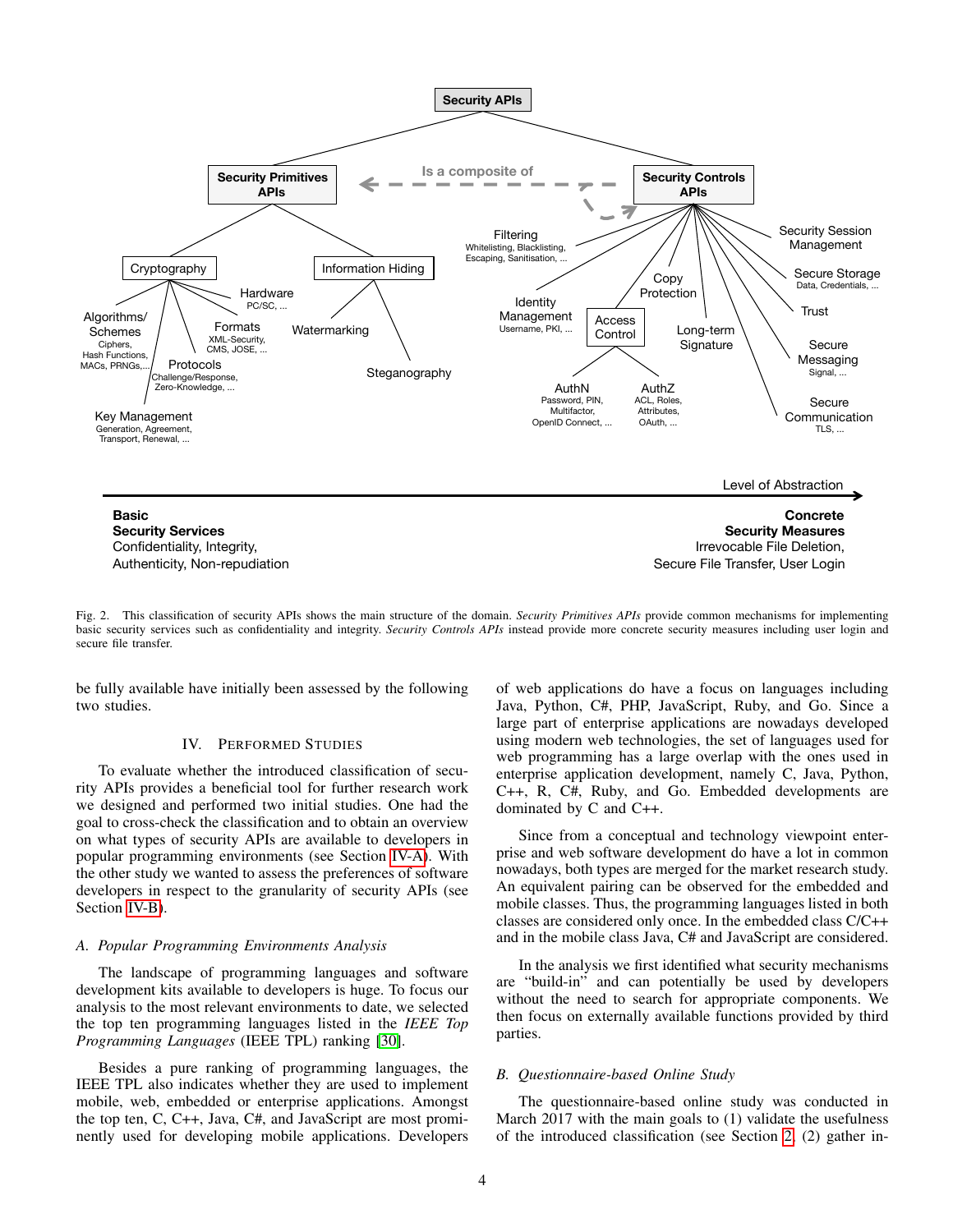Fig. 2. This classification of security APIs shows the main structure of the domain. *Security Primitives APIs* provide common mechanisms for implementing basic security services such as confidentiality and integrity. *Security Controls APIs* instead provide more concrete security measures including user login and secure file transfer.

be fully available have initially been assessed by the following two studies.

## IV. Performed Studies

To evaluate whether the introduced classification of security APIs provides a beneficial tool for further research work we designed and performed two initial studies. One had the goal to cross-check the classification and to obtain an overview on what types of security APIs are available to developers in popular programming environments (see Section IV-A). With the other study we wanted to assess the preferences of software developers in respect to the granularity of security APIs (see Section IV-B).

### *A. Popular Programming Environments Analysis*

The landscape of programming languages and software development kits available to developers is huge. To focus our analysis to the most relevant environments to date, we selected the top ten programming languages listed in the *IEEE Top Programming Languages* (IEEE TPL) ranking [30].

Besides a pure ranking of programming languages, the IEEE TPL also indicates whether they are used to implement mobile, web, embedded or enterprise applications. Amongst the top ten, C, C++, Java, C#, and JavaScript are most prominently used for developing mobile applications. Developers of web applications do have a focus on languages including Java, Python, C#, PHP, JavaScript, Ruby, and Go. Since a large part of enterprise applications are nowadays developed using modern web technologies, the set of languages used for web programming has a large overlap with the ones used in enterprise application development, namely C, Java, Python, C++, R, C#, Ruby, and Go. Embedded developments are dominated by C and C++.

Since from a conceptual and technology viewpoint enterprise and web software development do have a lot in common nowadays, both types are merged for the market research study. An equivalent pairing can be observed for the embedded and mobile classes. Thus, the programming languages listed in both classes are considered only once. In the embedded class C/C++ and in the mobile class Java, C# and JavaScript are considered.

In the analysis we first identified what security mechanisms are "build-in" and can potentially be used by developers without the need to search for appropriate components. We then focus on externally available functions provided by third parties.

### *B. Questionnaire-based Online Study*

The questionnaire-based online study was conducted in March 2017 with the main goals to (1) validate the usefulness of the introduced classification (see Section 2, (2) gather in-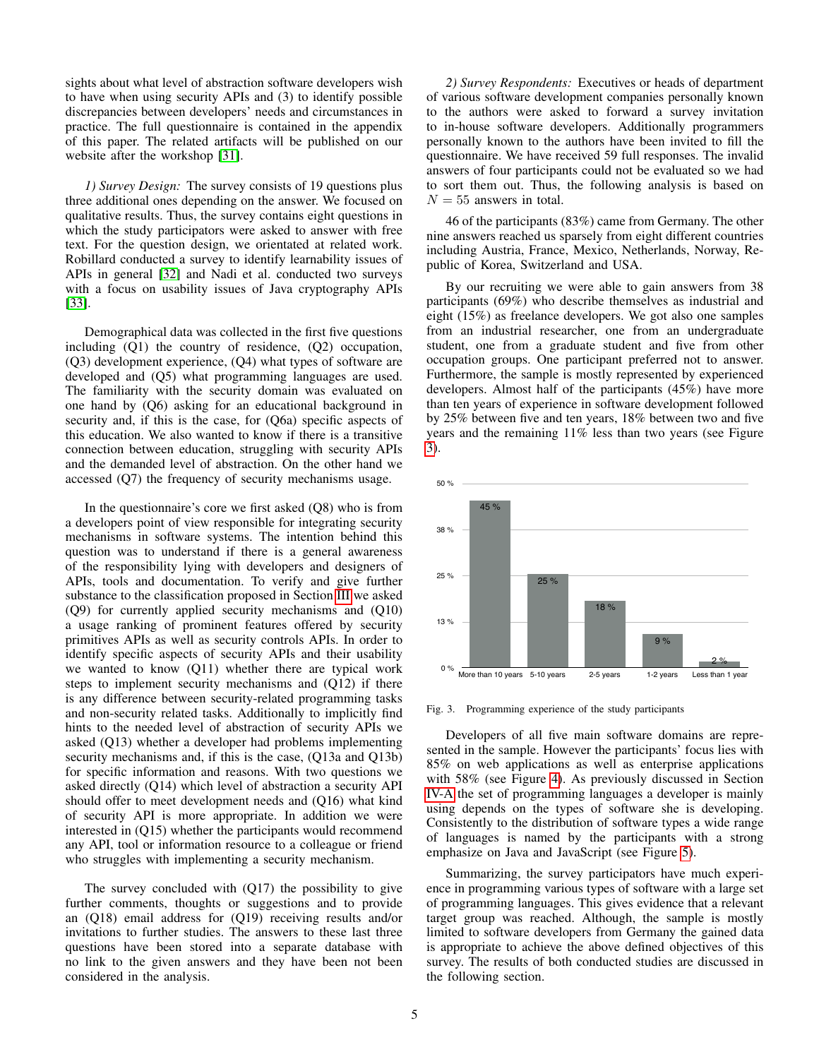sights about what level of abstraction software developers wish to have when using security APIs and (3) to identify possible discrepancies between developers' needs and circumstances in practice. The full questionnaire is contained in the appendix of this paper. The related artifacts will be published on our website after the workshop [31].

*1) Survey Design:* The survey consists of 19 questions plus three additional ones depending on the answer. We focused on qualitative results. Thus, the survey contains eight questions in which the study participants were asked to answer with free text. For the question design, we orientated at related work. Robillard conducted a survey to identify learnability issues of APIs in general [32] and Nadi et al. conducted two surveys with a focus on usability issues of Java cryptography APIs [33].

Demographical data was collected in the first five questions including (Q1) the country of residence, (Q2) occupation, (Q3) development experience, (Q4) what types of software are developed and (Q5) what programming languages are used. The familiarity with the security domain was evaluated on one hand by (Q6) asking for an educational background in security and, if this is the case, for (Q6a) specific aspects of this education. We also wanted to know if there is a transitive connection between education, struggling with security APIs and the demanded level of abstraction. On the other hand we accessed (Q7) the frequency of security mechanisms usage.

In the questionnaire's core we first asked (Q8) who is from a developers point of view responsible for integrating security mechanisms in software systems. The intention behind this question was to understand if there is a general awareness of the responsibility lying with developers and designers of APIs, tools and documentation. To verify and give further substance to the classification proposed in Section III we asked (Q9) for currently applied security mechanisms and (Q10) a usage ranking of prominent features offered by security primitives APIs as well as security controls APIs. In order to identify specific aspects of security APIs and their usability we wanted to know (Q11) whether there are typical work steps to implement security mechanisms and (Q12) if there is any difference between security-related programming tasks and non-security related tasks. Additionally to implicitly find hints to the needed level of abstraction of security APIs we asked (Q13) whether a developer had problems implementing security mechanisms and, if this is the case, (Q13a and Q13b) for specific information and reasons. With two questions we asked directly (Q14) which level of abstraction a security API should offer to meet development needs and (Q16) what kind of security API is more appropriate. In addition we were interested in (Q15) whether the participants would recommend any API, tool or information resource to a colleague or friend who struggles with implementing a security mechanism.

The survey concluded with (Q17) the possibility to give further comments, thoughts or suggestions and to provide an (Q18) email address for (Q19) receiving results and/or invitations to further studies. The answers to these last three questions have been stored into a separate database with no link to the given answers and they have been not been considered in the analysis.

*2) Survey Respondents:* Executives or heads of department of various software development companies personally known to the authors were asked to forward a survey invitation to in-house software developers. Additionally programmers personally known to the authors have been invited to fill the questionnaire. We have received 59 full responses. The invalid answers of four participants could not be evaluated so we had to sort them out. Thus, the following analysis is based on $N = 55$ answers in total.

46 of the participants (83%) came from Germany. The other nine answers reached us sparsely from eight different countries including Austria, France, Mexico, Netherlands, Norway, Republic of Korea, Switzerland and USA.

By our recruiting we were able to gain answers from 38 participants (69%) who describe themselves as industrial and eight (15%) as freelance developers. We got also one samples from an industrial researcher, one from an undergraduate student, one from a graduate student and five from other occupation groups. One participant preferred not to answer. Furthermore, the sample is mostly represented by experienced developers. Almost half of the participants (45%) have more than ten years of experience in software development followed by 25% between five and ten years, 18% between two and five years and the remaining 11% less than two years (see Figure 3).

| Programming experience | Share |
|---|---|
| More than 10 years | 45 % |
| 5-10 years | 25 % |
| 2-5 years | 18 % |
| 1-2 years | 9 % |
| Less than 1 year | 2 % |

Fig. 3. Programming experience of the study participants

Developers of all five main software domains are represented in the sample. However the participants' focus lies with 85% on web applications as well as enterprise applications with 58% (see Figure 4). As previously discussed in Section IV-A the set of programming languages a developer is mainly using depends on the types of software she is developing. Consistently to the distribution of software types a wide range of languages is named by the participants with a strong emphasize on Java and JavaScript (see Figure 5).

Summarizing, the survey participators have much experience in programming various types of software with a large set of programming languages. This gives evidence that a relevant target group was reached. Although, the sample is mostly limited to software developers from Germany the gained data is appropriate to achieve the above defined objectives of this survey. The results of both conducted studies are discussed in the following section.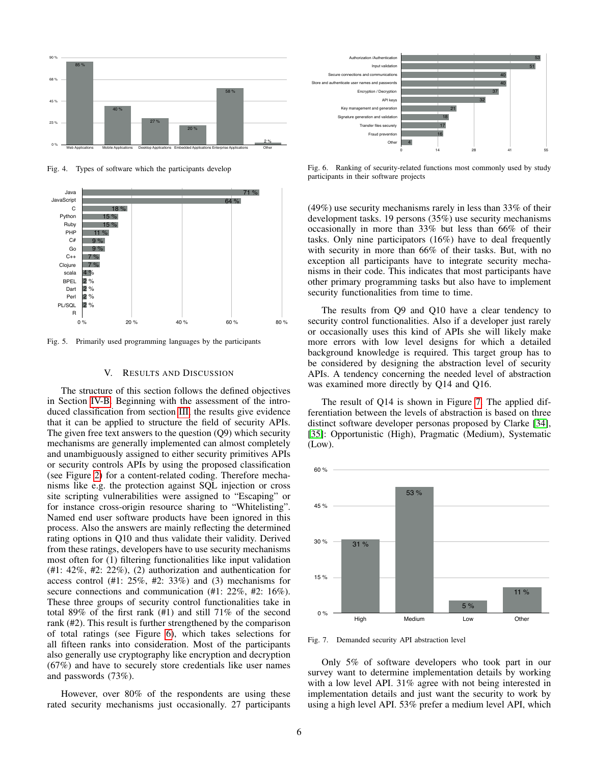Fig. 4. Types of software which the participants develop

Fig. 5. Primarily used programming languages by the participants

## V. Results and Discussion

The structure of this section follows the defined objectives in Section IV-B. Beginning with the assessment of the introduced classification from section III, the results give evidence that it can be applied to structure the field of security APIs. The given free text answers to the question (Q9) which security mechanisms are generally implemented can almost completely and unambiguously assigned to either security primitives APIs or security controls APIs by using the proposed classification (see Figure 2) for a content-related coding. Therefore mechanisms like e.g. the protection against SQL injection or cross site scripting vulnerabilities were assigned to "Escaping" or for instance cross-origin resource sharing to "Whitelisting". Named end user software products have been ignored in this process. Also the answers are mainly reflecting the determined rating options in Q10 and thus validate their validity. Derived from these ratings, developers have to use security mechanisms most often for (1) filtering functionalities like input validation (#1: 42%, #2: 22%), (2) authorization and authentication for access control (#1: 25%, #2: 33%) and (3) mechanisms for secure connections and communication (#1: 22%, #2: 16%). These three groups of security control functionalities take in total 89% of the first rank (#1) and still 71% of the second rank (#2). This result is further strengthened by the comparison of total ratings (see Figure 6), which takes selections for all fifteen ranks into consideration. Most of the participants also generally use cryptography like encryption and decryption (67%) and have to securely store credentials like user names and passwords (73%).

However, over 80% of the respondents are using these rated security mechanisms just occasionally. 27 participants (49%) use security mechanisms rarely in less than 33% of their development tasks. 19 persons (35%) use security mechanisms occasionally in more than 33% but less than 66% of their tasks. Only nine participators (16%) have to deal frequently with security in more than 66% of their tasks. But, with no exception all participants have to integrate security mechanisms in their code. This indicates that most participants have other primary programming tasks but also have to implement security functionalities from time to time.

Fig. 6. Ranking of security-related functions most commonly used by study participants in their software projects

The results from Q9 and Q10 have a clear tendency to security control functionalities. Also if a developer just rarely or occasionally uses this kind of APIs she will likely make more errors with low level designs for which a detailed background knowledge is required. This target group has to be considered by designing the abstraction level of security APIs. A tendency concerning the needed level of abstraction was examined more directly by Q14 and Q16.

The result of Q14 is shown in Figure 7. The applied differentiation between the levels of abstraction is based on three distinct software developer personas proposed by Clarke [34], [35]: Opportunistic (High), Pragmatic (Medium), Systematic (Low).

Fig. 7. Demanded security API abstraction level

Only 5% of software developers who took part in our survey want to determine implementation details by working with a low level API. 31% agree with not being interested in implementation details and just want the security to work by using a high level API. 53% prefer a medium level API, which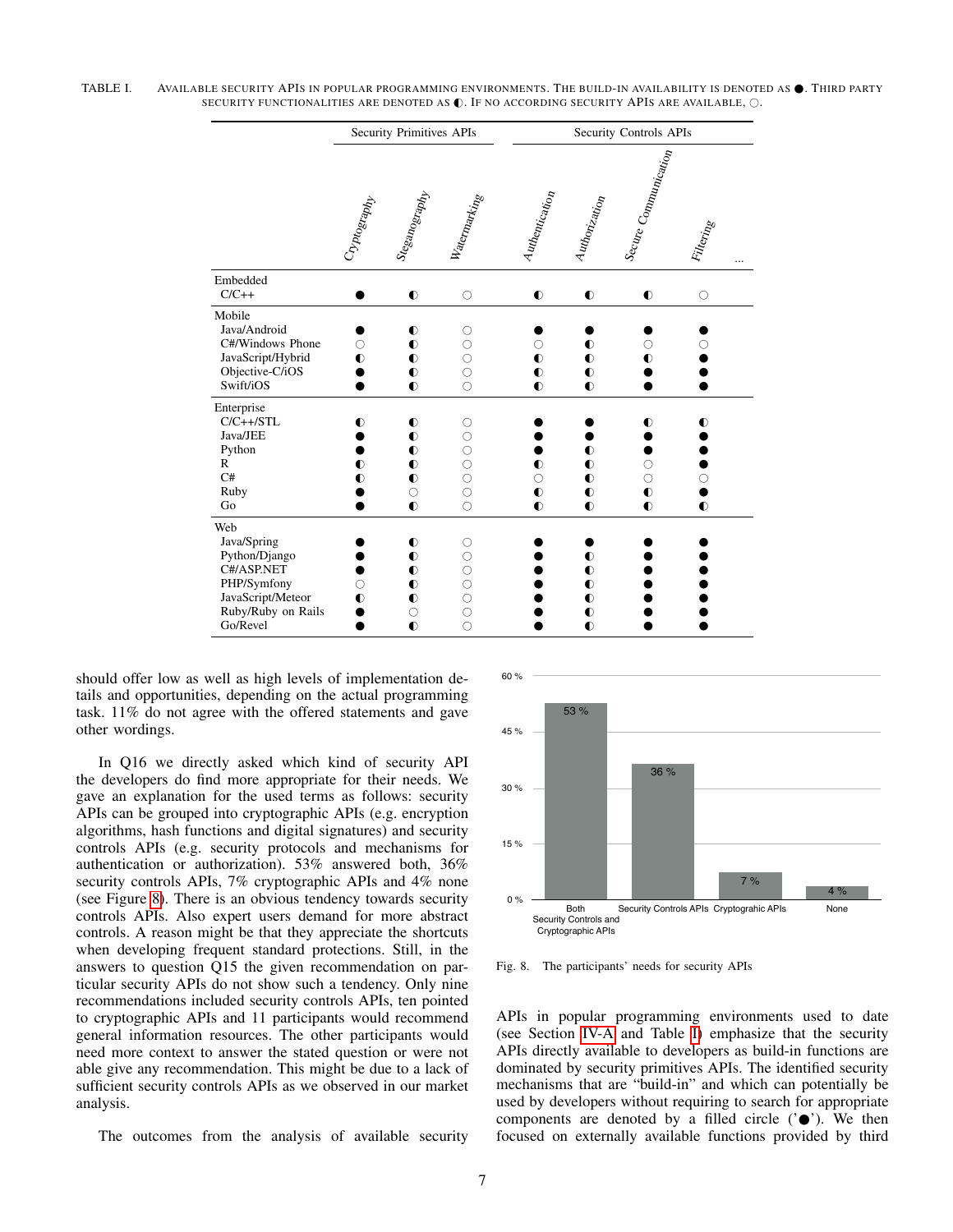TABLE I. AVAILABLE SECURITY APIS IN POPULAR PROGRAMMING ENVIRONMENTS. THE BUILD-IN AVAILABILITY IS DENOTED AS ●. THIRD PARTY SECURITY FUNCTIONALITIES ARE DENOTED AS ◐. IF NO ACCORDING SECURITY APIS ARE AVAILABLE, ○.

| | Security Primitives APIs | | | Security Controls APIs | | | | |
|---|---|---|---|---|---|---|---|---|
| | Cryptography | Steganography | Watermarking | Authentication | Authorization | Secure Communication | Filtering | ... |
| **Embedded** | | | | | | | | |
| C/C++ | ● | ◐ | ○ | ◐ | ◐ | ◐ | ○ | |
| **Mobile** | | | | | | | | |
| Java/Android | ● | ◐ | ○ | ● | ● | ● | ● | |
| C#/Windows Phone | ○ | ◐ | ○ | ● | ○ | ◐ | ○ | |
| JavaScript/Hybrid | ◐ | ◐ | ○ | ◐ | ◐ | ◐ | ● | |
| Objective-C/iOS | ● | ◐ | ○ | ◐ | ◐ | ● | ● | |
| Swift/iOS | ● | ◐ | ○ | ◐ | ◐ | ● | ● | |
| **Enterprise** | | | | | | | | |
| C/C++/STL | ◐ | ◐ | ○ | ● | ● | ◐ | ◐ | |
| Java/JEE | ● | ◐ | ○ | ● | ● | ● | ● | |
| Python | ● | ◐ | ○ | ● | ◐ | ● | ● | |
| R | ◐ | ◐ | ○ | ◐ | ◐ | ○ | ● | |
| C# | ◐ | ◐ | ○ | ○ | ◐ | ○ | ○ | |
| Ruby | ● | ○ | ○ | ◐ | ◐ | ◐ | ● | |
| Go | ● | ◐ | ○ | ◐ | ◐ | ◐ | ◐ | |
| **Web** | | | | | | | | |
| Java/Spring | ● | ◐ | ○ | ● | ● | ● | ● | |
| Python/Django | ● | ◐ | ○ | ● | ◐ | ● | ● | |
| C#/ASP.NET | ● | ◐ | ○ | ● | ◐ | ● | ● | |
| PHP/Symfony | ○ | ◐ | ○ | ● | ◐ | ● | ● | |
| JavaScript/Meteor | ◐ | ◐ | ○ | ● | ◐ | ● | ● | |
| Ruby/Ruby on Rails | ● | ○ | ○ | ● | ◐ | ● | ● | |
| Go/Revel | ● | ◐ | ○ | ● | ◐ | ● | ● | |

should offer low as well as high levels of implementation details and opportunities, depending on the actual programming task. 11% do not agree with the offered statements and gave other wordings.

In Q16 we directly asked which kind of security API the developers do find more appropriate for their needs. We gave an explanation for the used terms as follows: security APIs can be grouped into cryptographic APIs (e.g. encryption algorithms, hash functions and digital signatures) and security controls APIs (e.g. security protocols and mechanisms for authentication or authorization). 53% answered both, 36% security controls APIs, 7% cryptographic APIs and 4% none (see Figure 8). There is an obvious tendency towards security controls APIs. Also expert users demand for more abstract controls. A reason might be that they appreciate the shortcuts when developing frequent standard protections. Still, in the answers to question Q15 the given recommendation on particular security APIs do not show such a tendency. Only nine recommendations included security controls APIs, ten pointed to cryptographic APIs and 11 participants would recommend general information resources. The other participants would need more context to answer the stated question or were not able give any recommendation. This might be due to a lack of sufficient security controls APIs as we observed in our market analysis.

The outcomes from the analysis of available security APIs in popular programming environments used to date (see Section IV-A and Table I) emphasize that the security APIs directly available to developers as build-in functions are dominated by security primitives APIs. The identified security mechanisms that are "build-in" and which can potentially be used by developers without requiring to search for appropriate components are denoted by a filled circle ('●'). We then focused on externally available functions provided by third

| | Both Security Controls and Cryptographic APIs | Security Controls APIs | Cryptograhic APIs | None |
|---|---|---|---|---|
| | 53 % | 36 % | 7 % | 4 % |

Fig. 8. The participants' needs for security APIs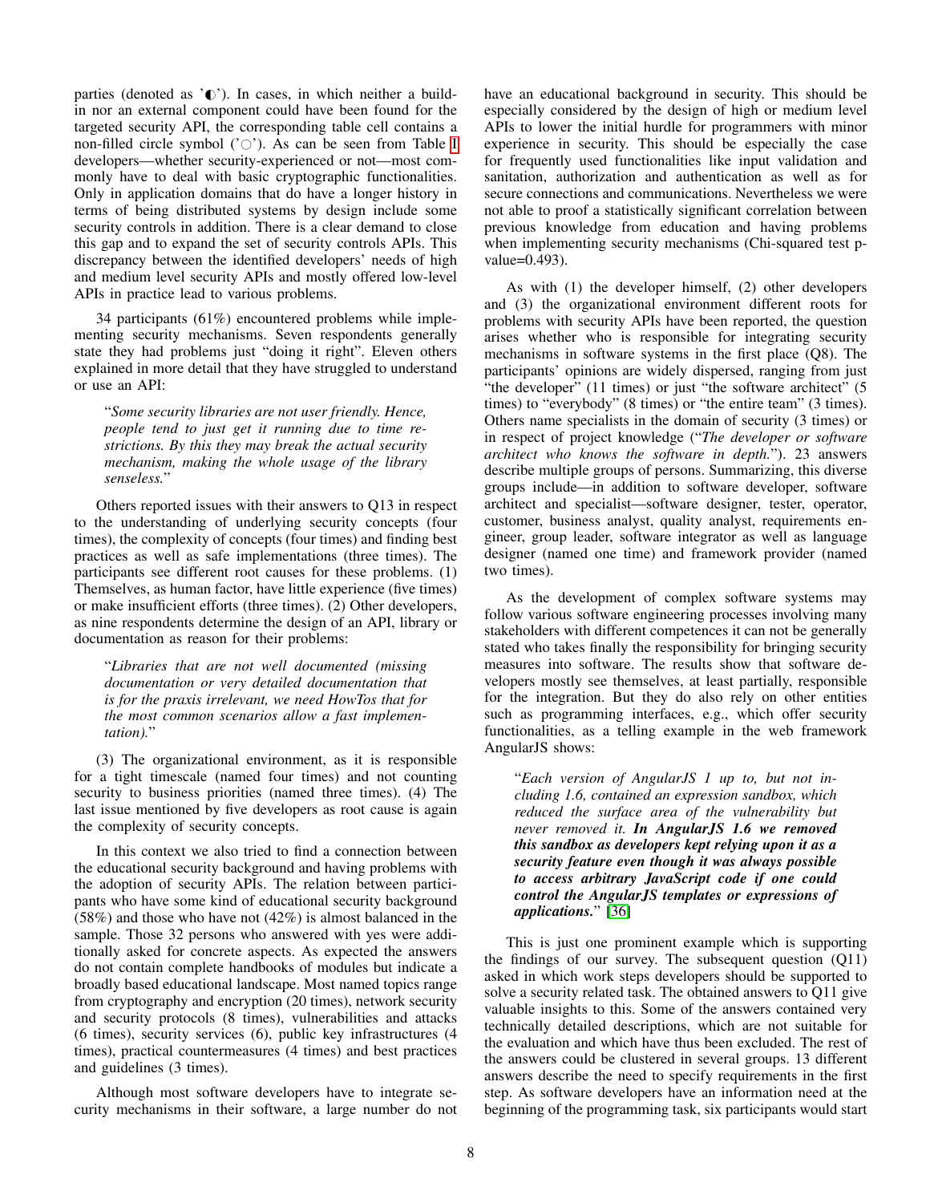parties (denoted as '◐'). In cases, in which neither a build-in nor an external component could have been found for the targeted security API, the corresponding table cell contains a non-filled circle symbol ('○'). As can be seen from Table I developers—whether security-experienced or not—most commonly have to deal with basic cryptographic functionalities. Only in application domains that do have a longer history in terms of being distributed systems by design include some security controls in addition. There is a clear demand to close this gap and to expand the set of security controls APIs. This discrepancy between the identified developers' needs of high and medium level security APIs and mostly offered low-level APIs in practice lead to various problems.

34 participants (61%) encountered problems while implementing security mechanisms. Seven respondents generally state they had problems just "doing it right". Eleven others explained in more detail that they have struggled to understand or use an API:

> "*Some security libraries are not user friendly. Hence, people tend to just get it running due to time restrictions. By this they may break the actual security mechanism, making the whole usage of the library senseless.*"

Others reported issues with their answers to Q13 in respect to the understanding of underlying security concepts (four times), the complexity of concepts (four times) and finding best practices as well as safe implementations (three times). The participants see different root causes for these problems. (1) Themselves, as human factor, have little experience (five times) or make insufficient efforts (three times). (2) Other developers, as nine respondents determine the design of an API, library or documentation as reason for their problems:

> "*Libraries that are not well documented (missing documentation or very detailed documentation that is for the praxis irrelevant, we need HowTos that for the most common scenarios allow a fast implementation).*"

(3) The organizational environment, as it is responsible for a tight timescale (named four times) and not counting security to business priorities (named three times). (4) The last issue mentioned by five developers as root cause is again the complexity of security concepts.

In this context we also tried to find a connection between the educational security background and having problems with the adoption of security APIs. The relation between participants who have some kind of educational security background (58%) and those who have not (42%) is almost balanced in the sample. Those 32 persons who answered with yes were additionally asked for concrete aspects. As expected the answers do not contain complete handbooks of modules but indicate a broadly based educational landscape. Most named topics range from cryptography and encryption (20 times), network security and security protocols (8 times), vulnerabilities and attacks (6 times), security services (6), public key infrastructures (4 times), practical countermeasures (4 times) and best practices and guidelines (3 times).

Although most software developers have to integrate security mechanisms in their software, a large number do not have an educational background in security. This should be especially considered by the design of high or medium level APIs to lower the initial hurdle for programmers with minor experience in security. This should be especially the case for frequently used functionalities like input validation and sanitation, authorization and authentication as well as for secure connections and communications. Nevertheless we were not able to proof a statistically significant correlation between previous knowledge from education and having problems when implementing security mechanisms (Chi-squared test p-value=0.493).

As with (1) the developer himself, (2) other developers and (3) the organizational environment different roots for problems with security APIs have been reported, the question arises whether who is responsible for integrating security mechanisms in software systems in the first place (Q8). The participants' opinions are widely dispersed, ranging from just "the developer" (11 times) or just "the software architect" (5 times) to "everybody" (8 times) or "the entire team" (3 times). Others name specialists in the domain of security (3 times) or in respect of project knowledge ("*The developer or software architect who knows the software in depth.*"). 23 answers describe multiple groups of persons. Summarizing, this diverse groups include—in addition to software developer, software architect and specialist—software designer, tester, operator, customer, business analyst, quality analyst, requirements engineer, group leader, software integrator as well as language designer (named one time) and framework provider (named two times).

As the development of complex software systems may follow various software engineering processes involving many stakeholders with different competences it can not be generally stated who takes finally the responsibility for bringing security measures into software. The results show that software developers mostly see themselves, at least partially, responsible for the integration. But they do also rely on other entities such as programming interfaces, e.g., which offer security functionalities, as a telling example in the web framework AngularJS shows:

> "*Each version of AngularJS 1 up to, but not including 1.6, contained an expression sandbox, which reduced the surface area of the vulnerability but never removed it.* ***In AngularJS 1.6 we removed this sandbox as developers kept relying upon it as a security feature even though it was always possible to access arbitrary JavaScript code if one could control the AngularJS templates or expressions of applications.***" [36]

This is just one prominent example which is supporting the findings of our survey. The subsequent question (Q11) asked in which work steps developers should be supported to solve a security related task. The obtained answers to Q11 give valuable insights to this. Some of the answers contained very technically detailed descriptions, which are not suitable for the evaluation and which have thus been excluded. The rest of the answers could be clustered in several groups. 13 different answers describe the need to specify requirements in the first step. As software developers have an information need at the beginning of the programming task, six participants would start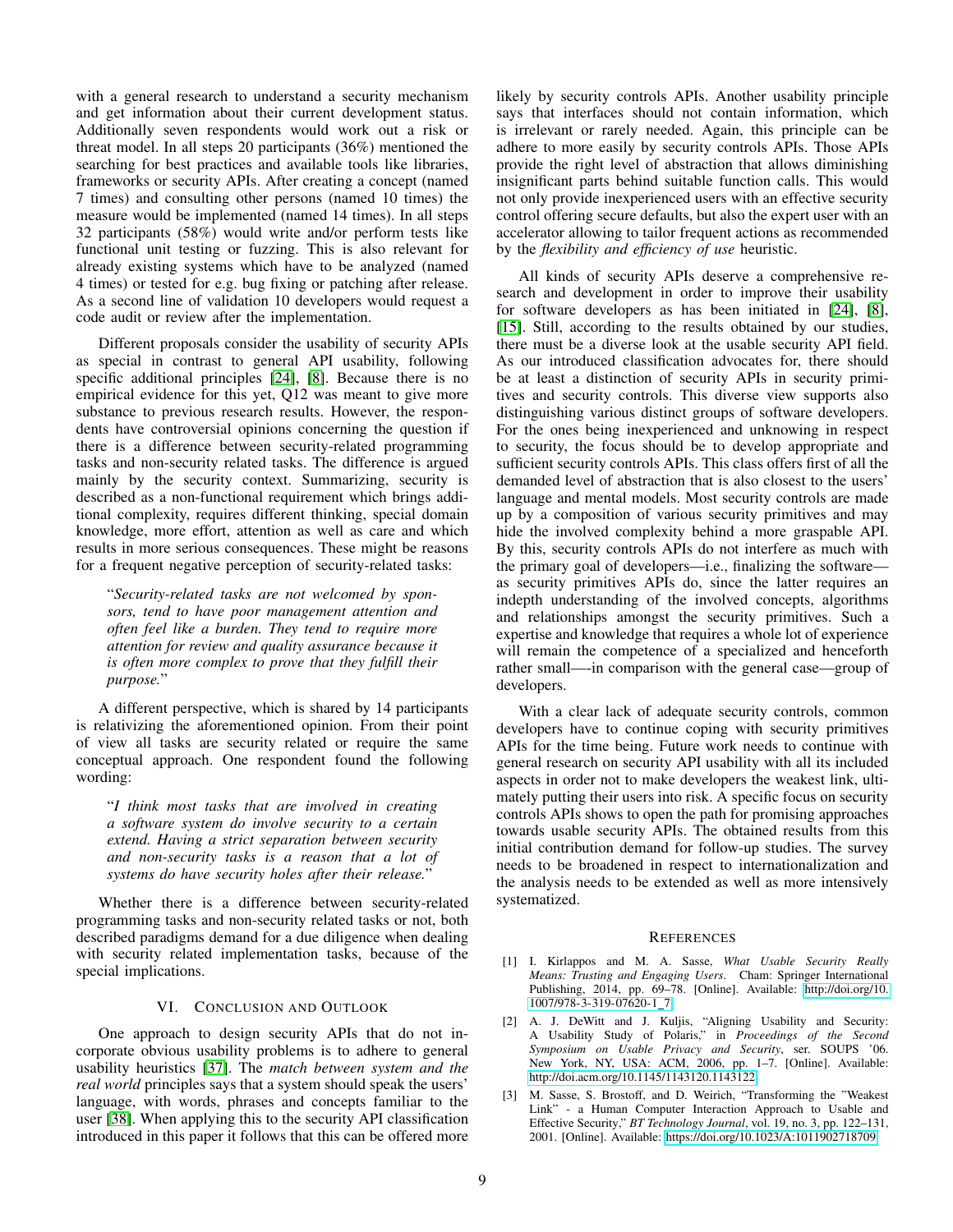with a general research to understand a security mechanism and get information about their current development status. Additionally seven respondents would work out a risk or threat model. In all steps 20 participants (36%) mentioned the searching for best practices and available tools like libraries, frameworks or security APIs. After creating a concept (named 7 times) and consulting other persons (named 10 times) the measure would be implemented (named 14 times). In all steps 32 participants (58%) would write and/or perform tests like functional unit testing or fuzzing. This is also relevant for already existing systems which have to be analyzed (named 4 times) or tested for e.g. bug fixing or patching after release. As a second line of validation 10 developers would request a code audit or review after the implementation.

Different proposals consider the usability of security APIs as special in contrast to general API usability, following specific additional principles [24], [8]. Because there is no empirical evidence for this yet, Q12 was meant to give more substance to previous research results. However, the respondents have controversial opinions concerning the question if there is a difference between security-related programming tasks and non-security related tasks. The difference is argued mainly by the security context. Summarizing, security is described as a non-functional requirement which brings additional complexity, requires different thinking, special domain knowledge, more effort, attention as well as care and which results in more serious consequences. These might be reasons for a frequent negative perception of security-related tasks:

> "*Security-related tasks are not welcomed by sponsors, tend to have poor management attention and often feel like a burden. They tend to require more attention for review and quality assurance because it is often more complex to prove that they fulfill their purpose.*"

A different perspective, which is shared by 14 participants is relativizing the aforementioned opinion. From their point of view all tasks are security related or require the same conceptual approach. One respondent found the following wording:

> "*I think most tasks that are involved in creating a software system do involve security to a certain extend. Having a strict separation between security and non-security tasks is a reason that a lot of systems do have security holes after their release.*"

Whether there is a difference between security-related programming tasks and non-security related tasks or not, both described paradigms demand for a due diligence when dealing with security related implementation tasks, because of the special implications.

## VI. Conclusion and Outlook

One approach to design security APIs that do not incorporate obvious usability problems is to adhere to general usability heuristics [37]. The *match between system and the real world* principles says that a system should speak the users' language, with words, phrases and concepts familiar to the user [38]. When applying this to the security API classification introduced in this paper it follows that this can be offered more likely by security controls APIs. Another usability principle says that interfaces should not contain information, which is irrelevant or rarely needed. Again, this principle can be adhere to more easily by security controls APIs. Those APIs provide the right level of abstraction that allows diminishing insignificant parts behind suitable function calls. This would not only provide inexperienced users with an effective security control offering secure defaults, but also the expert user with an accelerator allowing to tailor frequent actions as recommended by the *flexibility and efficiency of use* heuristic.

All kinds of security APIs deserve a comprehensive research and development in order to improve their usability for software developers as has been initiated in [24], [8], [15]. Still, according to the results obtained by our studies, there must be a diverse look at the usable security API field. As our introduced classification advocates for, there should be at least a distinction of security APIs in security primitives and security controls. This diverse view supports also distinguishing various distinct groups of software developers. For the ones being inexperienced and unknowing in respect to security, the focus should be to develop appropriate and sufficient security controls APIs. This class offers first of all the demanded level of abstraction that is also closest to the users' language and mental models. Most security controls are made up by a composition of various security primitives and may hide the involved complexity behind a more graspable API. By this, security controls APIs do not interfere as much with the primary goal of developers—i.e., finalizing the software—as security primitives APIs do, since the latter requires an indepth understanding of the involved concepts, algorithms and relationships amongst the security primitives. Such a expertise and knowledge that requires a whole lot of experience will remain the competence of a specialized and henceforth rather small—-in comparison with the general case—group of developers.

With a clear lack of adequate security controls, common developers have to continue coping with security primitives APIs for the time being. Future work needs to continue with general research on security API usability with all its included aspects in order not to make developers the weakest link, ultimately putting their users into risk. A specific focus on security controls APIs shows to open the path for promising approaches towards usable security APIs. The obtained results from this initial contribution demand for follow-up studies. The survey needs to be broadened in respect to internationalization and the analysis needs to be extended as well as more intensively systematized.

## References

[1] I. Kirlappos and M. A. Sasse, *What Usable Security Really Means: Trusting and Engaging Users*. Cham: Springer International Publishing, 2014, pp. 69–78. [Online]. Available: http://doi.org/10.1007/978-3-319-07620-1_7

[2] A. J. DeWitt and J. Kuljis, "Aligning Usability and Security: A Usability Study of Polaris," in *Proceedings of the Second Symposium on Usable Privacy and Security*, ser. SOUPS '06. New York, NY, USA: ACM, 2006, pp. 1–7. [Online]. Available: http://doi.acm.org/10.1145/1143120.1143122

[3] M. Sasse, S. Brostoff, and D. Weirich, "Transforming the "Weakest Link" - a Human Computer Interaction Approach to Usable and Effective Security," *BT Technology Journal*, vol. 19, no. 3, pp. 122–131, 2001. [Online]. Available: https://doi.org/10.1023/A:1011902718709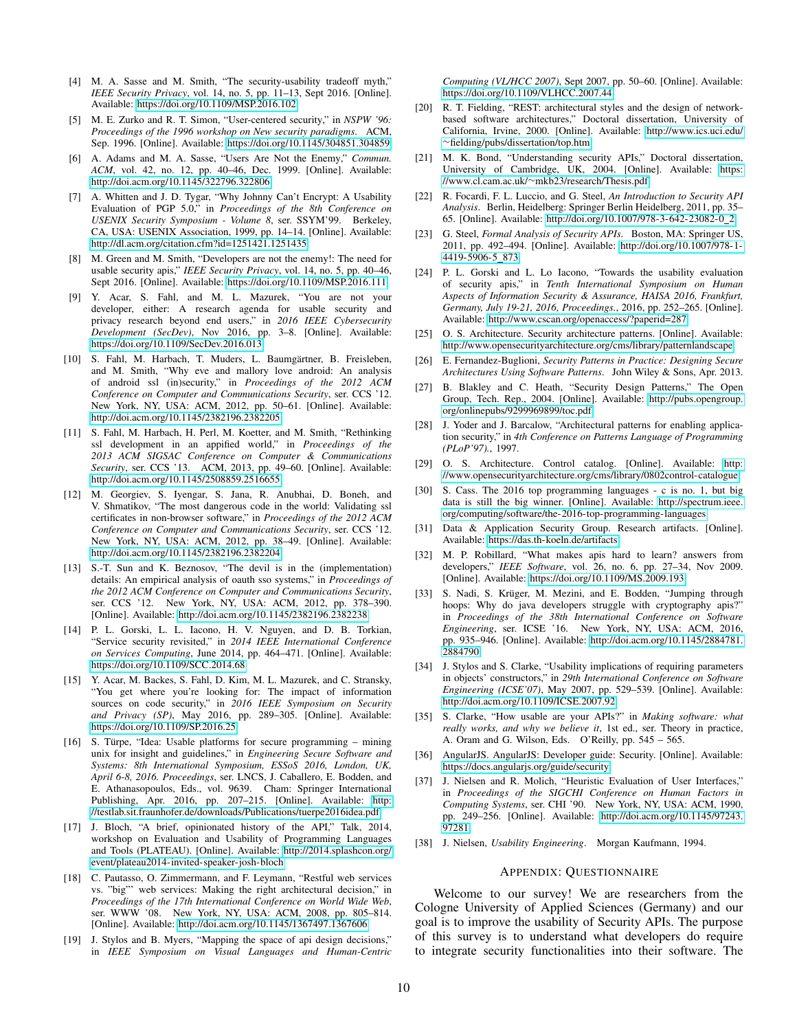[4] M. A. Sasse and M. Smith, "The security-usability tradeoff myth," *IEEE Security Privacy*, vol. 14, no. 5, pp. 11–13, Sept 2016. [Online]. Available: https://doi.org/10.1109/MSP.2016.102

[5] M. E. Zurko and R. T. Simon, "User-centered security," in *NSPW '96: Proceedings of the 1996 workshop on New security paradigms*. ACM, Sep. 1996. [Online]. Available: https://doi.org/10.1145/304851.304859

[6] A. Adams and M. A. Sasse, "Users Are Not the Enemy," *Commun. ACM*, vol. 42, no. 12, pp. 40–46, Dec. 1999. [Online]. Available: http://doi.acm.org/10.1145/322796.322806

[7] A. Whitten and J. D. Tygar, "Why Johnny Can't Encrypt: A Usability Evaluation of PGP 5.0," in *Proceedings of the 8th Conference on USENIX Security Symposium - Volume 8*, ser. SSYM'99. Berkeley, CA, USA: USENIX Association, 1999, pp. 14–14. [Online]. Available: http://dl.acm.org/citation.cfm?id=1251421.1251435

[8] M. Green and M. Smith, "Developers are not the enemy!: The need for usable security apis," *IEEE Security Privacy*, vol. 14, no. 5, pp. 40–46, Sept 2016. [Online]. Available: https://doi.org/10.1109/MSP.2016.111

[9] Y. Acar, S. Fahl, and M. L. Mazurek, "You are not your developer, either: A research agenda for usable security and privacy research beyond end users," in *2016 IEEE Cybersecurity Development (SecDev)*, Nov 2016, pp. 3–8. [Online]. Available: https://doi.org/10.1109/SecDev.2016.013

[10] S. Fahl, M. Harbach, T. Muders, L. Baumgärtner, B. Freisleben, and M. Smith, "Why eve and mallory love android: An analysis of android ssl (in)security," in *Proceedings of the 2012 ACM Conference on Computer and Communications Security*, ser. CCS '12. New York, NY, USA: ACM, 2012, pp. 50–61. [Online]. Available: http://doi.acm.org/10.1145/2382196.2382205

[11] S. Fahl, M. Harbach, H. Perl, M. Koetter, and M. Smith, "Rethinking ssl development in an appified world," in *Proceedings of the 2013 ACM SIGSAC Conference on Computer & Communications Security*, ser. CCS '13. ACM, 2013, pp. 49–60. [Online]. Available: http://doi.acm.org/10.1145/2508859.2516655

[12] M. Georgiev, S. Iyengar, S. Jana, R. Anubhai, D. Boneh, and V. Shmatikov, "The most dangerous code in the world: Validating ssl certificates in non-browser software," in *Proceedings of the 2012 ACM Conference on Computer and Communications Security*, ser. CCS '12. New York, NY, USA: ACM, 2012, pp. 38–49. [Online]. Available: http://doi.acm.org/10.1145/2382196.2382204

[13] S.-T. Sun and K. Beznosov, "The devil is in the (implementation) details: An empirical analysis of oauth sso systems," in *Proceedings of the 2012 ACM Conference on Computer and Communications Security*, ser. CCS '12. New York, NY, USA: ACM, 2012, pp. 378–390. [Online]. Available: http://doi.acm.org/10.1145/2382196.2382238

[14] P. L. Gorski, L. L. Iacono, H. V. Nguyen, and D. B. Torkian, "Service security revisited," in *2014 IEEE International Conference on Services Computing*, June 2014, pp. 464–471. [Online]. Available: https://doi.org/10.1109/SCC.2014.68

[15] Y. Acar, M. Backes, S. Fahl, D. Kim, M. L. Mazurek, and C. Stransky, "You get where you're looking for: The impact of information sources on code security," in *2016 IEEE Symposium on Security and Privacy (SP)*, May 2016, pp. 289–305. [Online]. Available: https://doi.org/10.1109/SP.2016.25

[16] S. Türpe, "Idea: Usable platforms for secure programming – mining unix for insight and guidelines," in *Engineering Secure Software and Systems: 8th International Symposium, ESSoS 2016, London, UK, April 6-8, 2016. Proceedings*, ser. LNCS, J. Caballero, E. Bodden, and E. Athanasopoulos, Eds., vol. 9639. Cham: Springer International Publishing, Apr. 2016, pp. 207–215. [Online]. Available: http://testlab.sit.fraunhofer.de/downloads/Publications/tuerpe2016idea.pdf

[17] J. Bloch, "A brief, opinionated history of the API," Talk, 2014, workshop on Evaluation and Usability of Programming Languages and Tools (PLATEAU). [Online]. Available: http://2014.splashcon.org/event/plateau2014-invited-speaker-josh-bloch

[18] C. Pautasso, O. Zimmermann, and F. Leymann, "Restful web services vs. "big"' web services: Making the right architectural decision," in *Proceedings of the 17th International Conference on World Wide Web*, ser. WWW '08. New York, NY, USA: ACM, 2008, pp. 805–814. [Online]. Available: http://doi.acm.org/10.1145/1367497.1367606

[19] J. Stylos and B. Myers, "Mapping the space of api design decisions," in *IEEE Symposium on Visual Languages and Human-Centric Computing (VL/HCC 2007)*, Sept 2007, pp. 50–60. [Online]. Available: https://doi.org/10.1109/VLHCC.2007.44

[20] R. T. Fielding, "REST: architectural styles and the design of network-based software architectures," Doctoral dissertation, University of California, Irvine, 2000. [Online]. Available: http://www.ics.uci.edu/~fielding/pubs/dissertation/top.htm

[21] M. K. Bond, "Understanding security APIs," Doctoral dissertation, University of Cambridge, UK, 2004. [Online]. Available: https://www.cl.cam.ac.uk/~mkb23/research/Thesis.pdf

[22] R. Focardi, F. L. Luccio, and G. Steel, *An Introduction to Security API Analysis*. Berlin, Heidelberg: Springer Berlin Heidelberg, 2011, pp. 35–65. [Online]. Available: http://doi.org/10.1007/978-3-642-23082-0_2

[23] G. Steel, *Formal Analysis of Security APIs*. Boston, MA: Springer US, 2011, pp. 492–494. [Online]. Available: http://doi.org/10.1007/978-1-4419-5906-5_873

[24] P. L. Gorski and L. Lo Iacono, "Towards the usability evaluation of security apis," in *Tenth International Symposium on Human Aspects of Information Security & Assurance, HAISA 2016, Frankfurt, Germany, July 19-21, 2016, Proceedings.*, 2016, pp. 252–265. [Online]. Available: http://www.cscan.org/openaccess/?paperid=287

[25] O. S. Architecture. Security architecture patterns. [Online]. Available: http://www.opensecurityarchitecture.org/cms/library/patternlandscape

[26] E. Fernandez-Buglioni, *Security Patterns in Practice: Designing Secure Architectures Using Software Patterns*. John Wiley & Sons, Apr. 2013.

[27] B. Blakley and C. Heath, "Security Design Patterns," The Open Group, Tech. Rep., 2004. [Online]. Available: http://pubs.opengroup.org/onlinepubs/9299969899/toc.pdf

[28] J. Yoder and J. Barcalow, "Architectural patterns for enabling application security," in *4th Conference on Patterns Language of Programming (PLoP'97).*, 1997.

[29] O. S. Architecture. Control catalog. [Online]. Available: http://www.opensecurityarchitecture.org/cms/library/0802control-catalogue

[30] S. Cass. The 2016 top programming languages - c is no. 1, but big data is still the big winner. [Online]. Available: http://spectrum.ieee.org/computing/software/the-2016-top-programming-languages

[31] Data & Application Security Group. Research artifacts. [Online]. Available: https://das.th-koeln.de/artifacts

[32] M. P. Robillard, "What makes apis hard to learn? answers from developers," *IEEE Software*, vol. 26, no. 6, pp. 27–34, Nov 2009. [Online]. Available: https://doi.org/10.1109/MS.2009.193

[33] S. Nadi, S. Krüger, M. Mezini, and E. Bodden, "Jumping through hoops: Why do java developers struggle with cryptography apis?" in *Proceedings of the 38th International Conference on Software Engineering*, ser. ICSE '16. New York, NY, USA: ACM, 2016, pp. 935–946. [Online]. Available: http://doi.acm.org/10.1145/2884781.2884790

[34] J. Stylos and S. Clarke, "Usability implications of requiring parameters in objects' constructors," in *29th International Conference on Software Engineering (ICSE'07)*, May 2007, pp. 529–539. [Online]. Available: http://doi.acm.org/10.1109/ICSE.2007.92

[35] S. Clarke, "How usable are your APIs?" in *Making software: what really works, and why we believe it*, 1st ed., ser. Theory in practice, A. Oram and G. Wilson, Eds. O'Reilly, pp. 545 – 565.

[36] AngularJS. AngularJS: Developer guide: Security. [Online]. Available: https://docs.angularjs.org/guide/security

[37] J. Nielsen and R. Molich, "Heuristic Evaluation of User Interfaces," in *Proceedings of the SIGCHI Conference on Human Factors in Computing Systems*, ser. CHI '90. New York, NY, USA: ACM, 1990, pp. 249–256. [Online]. Available: http://doi.acm.org/10.1145/97243.97281

[38] J. Nielsen, *Usability Engineering*. Morgan Kaufmann, 1994.

## Appendix: Questionnaire

Welcome to our survey! We are researchers from the Cologne University of Applied Sciences (Germany) and our goal is to improve the usability of Security APIs. The purpose of this survey is to understand what developers do require to integrate security functionalities into their software. The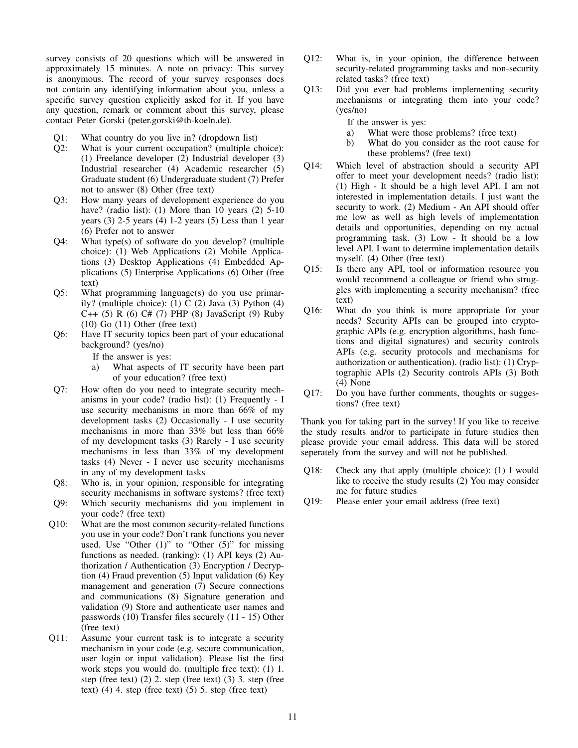survey consists of 20 questions which will be answered in approximately 15 minutes. A note on privacy: This survey is anonymous. The record of your survey responses does not contain any identifying information about you, unless a specific survey question explicitly asked for it. If you have any question, remark or comment about this survey, please contact Peter Gorski (peter.gorski@th-koeln.de).

- Q1: What country do you live in? (dropdown list)
- Q2: What is your current occupation? (multiple choice): (1) Freelance developer (2) Industrial developer (3) Industrial researcher (4) Academic researcher (5) Graduate student (6) Undergraduate student (7) Prefer not to answer (8) Other (free text)
- Q3: How many years of development experience do you have? (radio list): (1) More than 10 years (2) 5-10 years (3) 2-5 years (4) 1-2 years (5) Less than 1 year (6) Prefer not to answer
- Q4: What type(s) of software do you develop? (multiple choice): (1) Web Applications (2) Mobile Applications (3) Desktop Applications (4) Embedded Applications (5) Enterprise Applications (6) Other (free text)
- Q5: What programming language(s) do you use primarily? (multiple choice): (1) C (2) Java (3) Python (4) C++ (5) R (6) C# (7) PHP (8) JavaScript (9) Ruby (10) Go (11) Other (free text)
- Q6: Have IT security topics been part of your educational background? (yes/no)

  If the answer is yes:

  a) What aspects of IT security have been part of your education? (free text)
- Q7: How often do you need to integrate security mechanisms in your code? (radio list): (1) Frequently - I use security mechanisms in more than 66% of my development tasks (2) Occasionally - I use security mechanisms in more than 33% but less than 66% of my development tasks (3) Rarely - I use security mechanisms in less than 33% of my development tasks (4) Never - I never use security mechanisms in any of my development tasks
- Q8: Who is, in your opinion, responsible for integrating security mechanisms in software systems? (free text)
- Q9: Which security mechanisms did you implement in your code? (free text)
- Q10: What are the most common security-related functions you use in your code? Don't rank functions you never used. Use "Other (1)" to "Other (5)" for missing functions as needed. (ranking): (1) API keys (2) Authorization / Authentication (3) Encryption / Decryption (4) Fraud prevention (5) Input validation (6) Key management and generation (7) Secure connections and communications (8) Signature generation and validation (9) Store and authenticate user names and passwords (10) Transfer files securely (11 - 15) Other (free text)
- Q11: Assume your current task is to integrate a security mechanism in your code (e.g. secure communication, user login or input validation). Please list the first work steps you would do. (multiple free text): (1) 1. step (free text) (2) 2. step (free text) (3) 3. step (free text) (4) 4. step (free text) (5) 5. step (free text)
- Q12: What is, in your opinion, the difference between security-related programming tasks and non-security related tasks? (free text)
- Q13: Did you ever had problems implementing security mechanisms or integrating them into your code? (yes/no)

  If the answer is yes:

  a) What were those problems? (free text)

  b) What do you consider as the root cause for these problems? (free text)
- Q14: Which level of abstraction should a security API offer to meet your development needs? (radio list): (1) High - It should be a high level API. I am not interested in implementation details. I just want the security to work. (2) Medium - An API should offer me low as well as high levels of implementation details and opportunities, depending on my actual programming task. (3) Low - It should be a low level API. I want to determine implementation details myself. (4) Other (free text)
- Q15: Is there any API, tool or information resource you would recommend a colleague or friend who struggles with implementing a security mechanism? (free text)
- Q16: What do you think is more appropriate for your needs? Security APIs can be grouped into cryptographic APIs (e.g. encryption algorithms, hash functions and digital signatures) and security controls APIs (e.g. security protocols and mechanisms for authorization or authentication). (radio list): (1) Cryptographic APIs (2) Security controls APIs (3) Both (4) None
- Q17: Do you have further comments, thoughts or suggestions? (free text)

Thank you for taking part in the survey! If you like to receive the study results and/or to participate in future studies then please provide your email address. This data will be stored seperately from the survey and will not be published.

- Q18: Check any that apply (multiple choice): (1) I would like to receive the study results (2) You may consider me for future studies
- Q19: Please enter your email address (free text)